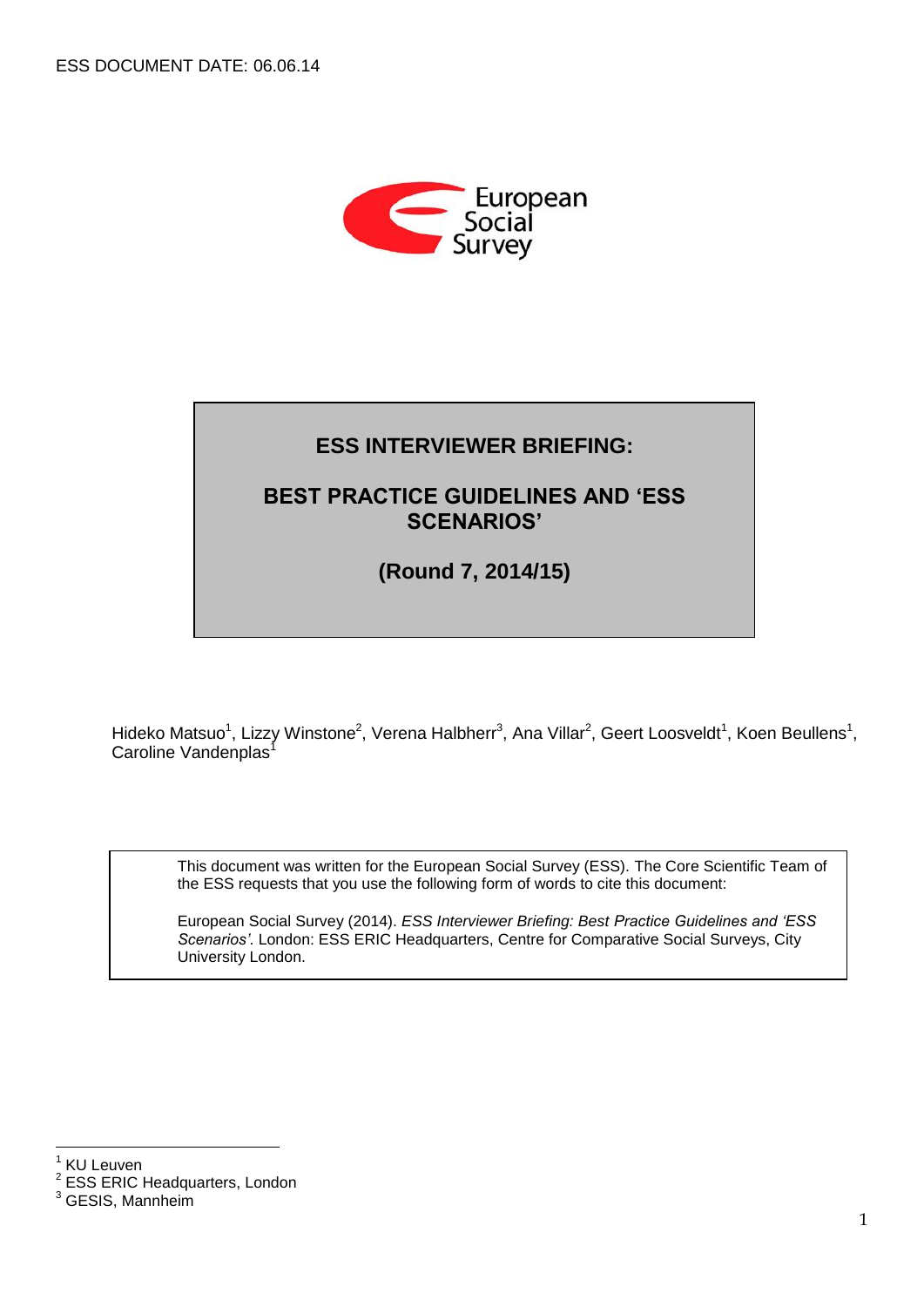ESS DOCUMENT DATE: 06.06.14

# ESS INTERVIEWER BRIEFING:

# BEST PRACTICE GUIDELINES AND 'ESS SCENARIOS'

**(Round 7, 2014/15)**

Hideko Matsuo[1], Lizzy Winstone[2], Verena Halbherr[3], Ana Villar[2], Geert Loosveldt[1], Koen Beullens[1], Caroline Vandenplas[1]

This document was written for the European Social Survey (ESS). The Core Scientific Team of the ESS requests that you use the following form of words to cite this document:

European Social Survey (2014). *ESS Interviewer Briefing: Best Practice Guidelines and 'ESS Scenarios'*. London: ESS ERIC Headquarters, Centre for Comparative Social Surveys, City University London.

---

[1] KU Leuven

[2] ESS ERIC Headquarters, London

[3] GESIS, Mannheim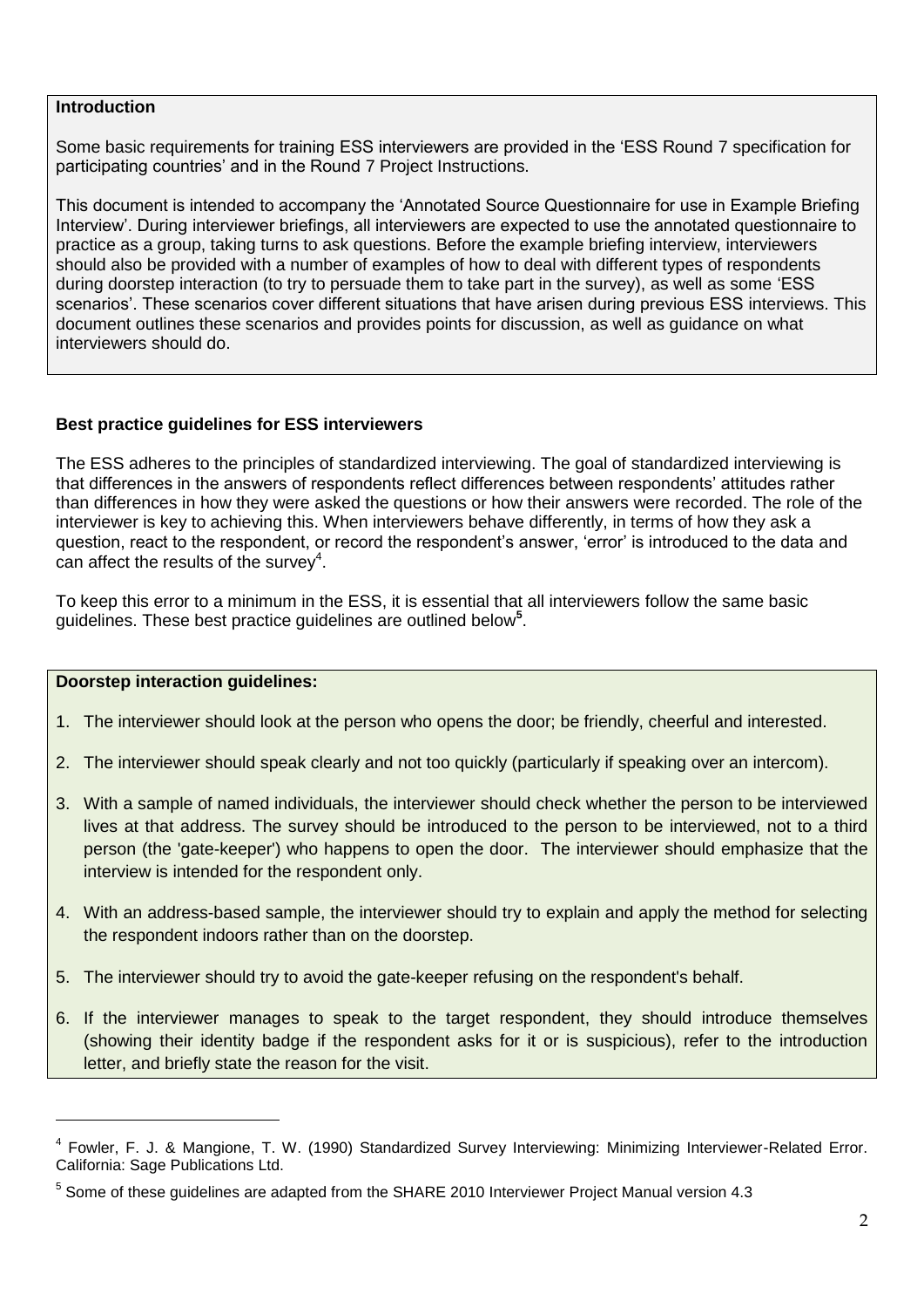**Introduction**

Some basic requirements for training ESS interviewers are provided in the 'ESS Round 7 specification for participating countries' and in the Round 7 Project Instructions.

This document is intended to accompany the 'Annotated Source Questionnaire for use in Example Briefing Interview'. During interviewer briefings, all interviewers are expected to use the annotated questionnaire to practice as a group, taking turns to ask questions. Before the example briefing interview, interviewers should also be provided with a number of examples of how to deal with different types of respondents during doorstep interaction (to try to persuade them to take part in the survey), as well as some 'ESS scenarios'. These scenarios cover different situations that have arisen during previous ESS interviews. This document outlines these scenarios and provides points for discussion, as well as guidance on what interviewers should do.

**Best practice guidelines for ESS interviewers**

The ESS adheres to the principles of standardized interviewing. The goal of standardized interviewing is that differences in the answers of respondents reflect differences between respondents' attitudes rather than differences in how they were asked the questions or how their answers were recorded. The role of the interviewer is key to achieving this. When interviewers behave differently, in terms of how they ask a question, react to the respondent, or record the respondent's answer, 'error' is introduced to the data and can affect the results of the survey[4].

To keep this error to a minimum in the ESS, it is essential that all interviewers follow the same basic guidelines. These best practice guidelines are outlined below[5].

**Doorstep interaction guidelines:**

1. The interviewer should look at the person who opens the door; be friendly, cheerful and interested.
2. The interviewer should speak clearly and not too quickly (particularly if speaking over an intercom).
3. With a sample of named individuals, the interviewer should check whether the person to be interviewed lives at that address. The survey should be introduced to the person to be interviewed, not to a third person (the 'gate-keeper') who happens to open the door. The interviewer should emphasize that the interview is intended for the respondent only.
4. With an address-based sample, the interviewer should try to explain and apply the method for selecting the respondent indoors rather than on the doorstep.
5. The interviewer should try to avoid the gate-keeper refusing on the respondent's behalf.
6. If the interviewer manages to speak to the target respondent, they should introduce themselves (showing their identity badge if the respondent asks for it or is suspicious), refer to the introduction letter, and briefly state the reason for the visit.

---

[4] Fowler, F. J. & Mangione, T. W. (1990) Standardized Survey Interviewing: Minimizing Interviewer-Related Error. California: Sage Publications Ltd.

[5] Some of these guidelines are adapted from the SHARE 2010 Interviewer Project Manual version 4.3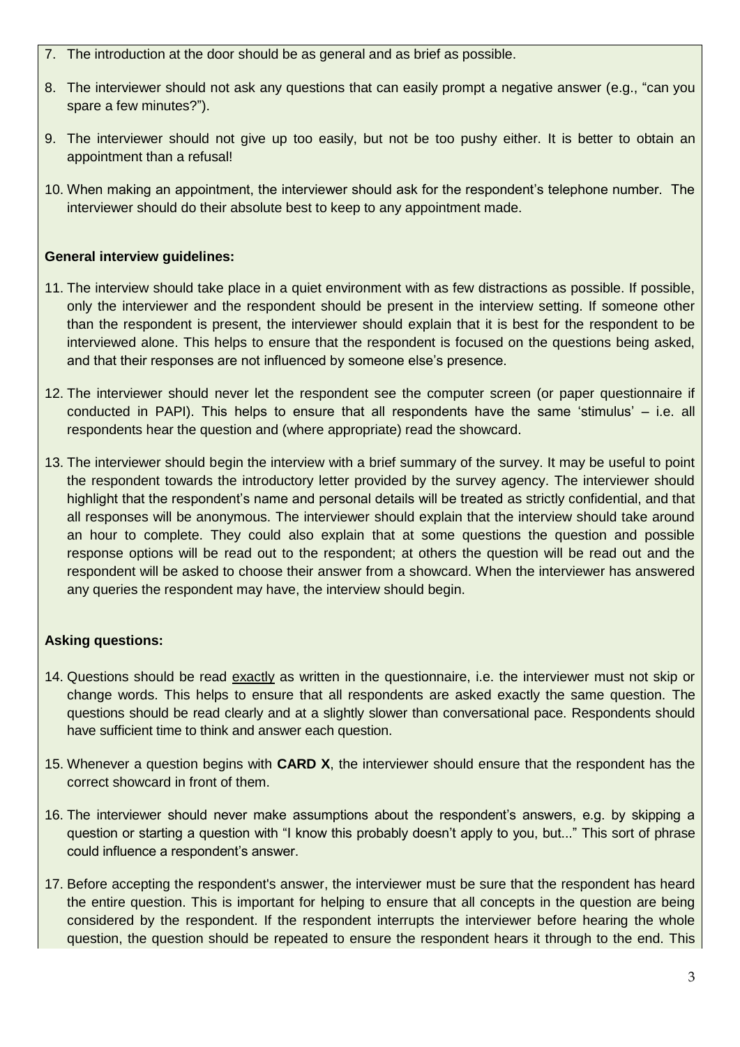7. The introduction at the door should be as general and as brief as possible.

8. The interviewer should not ask any questions that can easily prompt a negative answer (e.g., "can you spare a few minutes?").

9. The interviewer should not give up too easily, but not be too pushy either. It is better to obtain an appointment than a refusal!

10. When making an appointment, the interviewer should ask for the respondent's telephone number. The interviewer should do their absolute best to keep to any appointment made.

**General interview guidelines:**

11. The interview should take place in a quiet environment with as few distractions as possible. If possible, only the interviewer and the respondent should be present in the interview setting. If someone other than the respondent is present, the interviewer should explain that it is best for the respondent to be interviewed alone. This helps to ensure that the respondent is focused on the questions being asked, and that their responses are not influenced by someone else's presence.

12. The interviewer should never let the respondent see the computer screen (or paper questionnaire if conducted in PAPI). This helps to ensure that all respondents have the same 'stimulus' – i.e. all respondents hear the question and (where appropriate) read the showcard.

13. The interviewer should begin the interview with a brief summary of the survey. It may be useful to point the respondent towards the introductory letter provided by the survey agency. The interviewer should highlight that the respondent's name and personal details will be treated as strictly confidential, and that all responses will be anonymous. The interviewer should explain that the interview should take around an hour to complete. They could also explain that at some questions the question and possible response options will be read out to the respondent; at others the question will be read out and the respondent will be asked to choose their answer from a showcard. When the interviewer has answered any queries the respondent may have, the interview should begin.

**Asking questions:**

14. Questions should be read <u>exactly</u> as written in the questionnaire, i.e. the interviewer must not skip or change words. This helps to ensure that all respondents are asked exactly the same question. The questions should be read clearly and at a slightly slower than conversational pace. Respondents should have sufficient time to think and answer each question.

15. Whenever a question begins with **CARD X**, the interviewer should ensure that the respondent has the correct showcard in front of them.

16. The interviewer should never make assumptions about the respondent's answers, e.g. by skipping a question or starting a question with "I know this probably doesn't apply to you, but..." This sort of phrase could influence a respondent's answer.

17. Before accepting the respondent's answer, the interviewer must be sure that the respondent has heard the entire question. This is important for helping to ensure that all concepts in the question are being considered by the respondent. If the respondent interrupts the interviewer before hearing the whole question, the question should be repeated to ensure the respondent hears it through to the end. This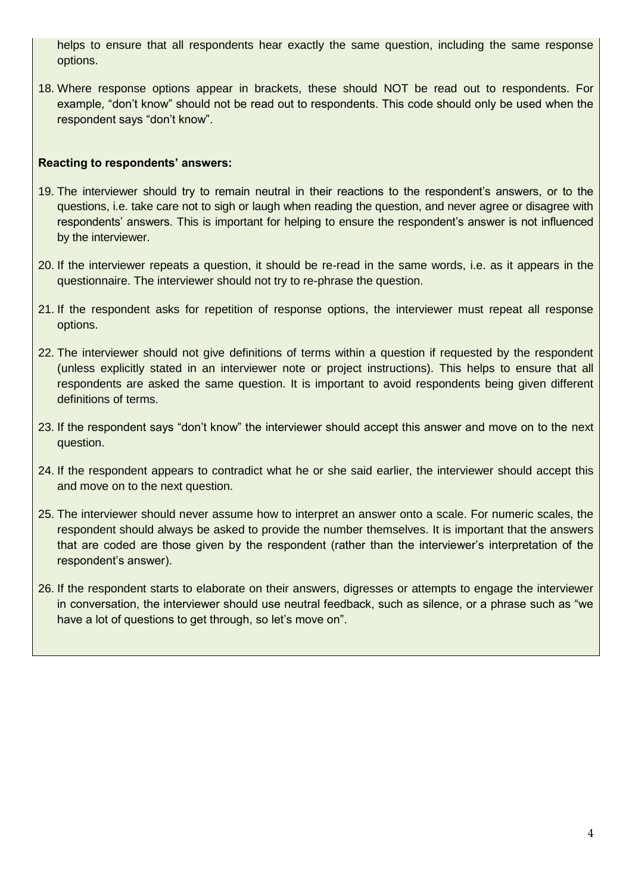helps to ensure that all respondents hear exactly the same question, including the same response options.

18. Where response options appear in brackets, these should NOT be read out to respondents. For example, “don’t know” should not be read out to respondents. This code should only be used when the respondent says “don’t know”.

**Reacting to respondents’ answers:**

19. The interviewer should try to remain neutral in their reactions to the respondent’s answers, or to the questions, i.e. take care not to sigh or laugh when reading the question, and never agree or disagree with respondents’ answers. This is important for helping to ensure the respondent’s answer is not influenced by the interviewer.
20. If the interviewer repeats a question, it should be re-read in the same words, i.e. as it appears in the questionnaire. The interviewer should not try to re-phrase the question.
21. If the respondent asks for repetition of response options, the interviewer must repeat all response options.
22. The interviewer should not give definitions of terms within a question if requested by the respondent (unless explicitly stated in an interviewer note or project instructions). This helps to ensure that all respondents are asked the same question. It is important to avoid respondents being given different definitions of terms.
23. If the respondent says “don’t know” the interviewer should accept this answer and move on to the next question.
24. If the respondent appears to contradict what he or she said earlier, the interviewer should accept this and move on to the next question.
25. The interviewer should never assume how to interpret an answer onto a scale. For numeric scales, the respondent should always be asked to provide the number themselves. It is important that the answers that are coded are those given by the respondent (rather than the interviewer’s interpretation of the respondent’s answer).
26. If the respondent starts to elaborate on their answers, digresses or attempts to engage the interviewer in conversation, the interviewer should use neutral feedback, such as silence, or a phrase such as “we have a lot of questions to get through, so let’s move on”.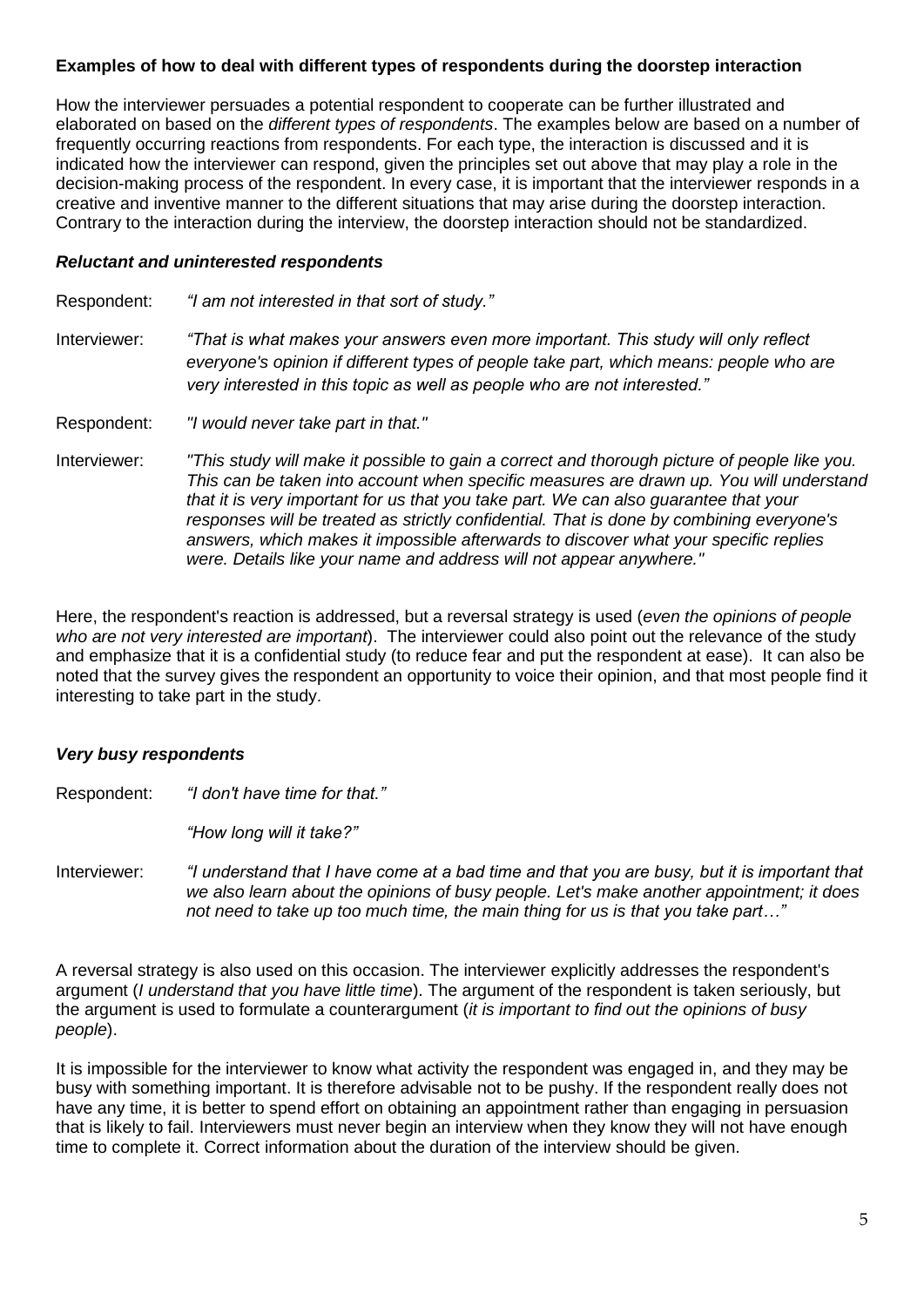**Examples of how to deal with different types of respondents during the doorstep interaction**

How the interviewer persuades a potential respondent to cooperate can be further illustrated and elaborated on based on the *different types of respondents*. The examples below are based on a number of frequently occurring reactions from respondents. For each type, the interaction is discussed and it is indicated how the interviewer can respond, given the principles set out above that may play a role in the decision-making process of the respondent. In every case, it is important that the interviewer responds in a creative and inventive manner to the different situations that may arise during the doorstep interaction. Contrary to the interaction during the interview, the doorstep interaction should not be standardized.

***Reluctant and uninterested respondents***

Respondent: *"I am not interested in that sort of study."*

Interviewer: *"That is what makes your answers even more important. This study will only reflect everyone's opinion if different types of people take part, which means: people who are very interested in this topic as well as people who are not interested."*

Respondent: *"I would never take part in that."*

Interviewer: *"This study will make it possible to gain a correct and thorough picture of people like you. This can be taken into account when specific measures are drawn up. You will understand that it is very important for us that you take part. We can also guarantee that your responses will be treated as strictly confidential. That is done by combining everyone's answers, which makes it impossible afterwards to discover what your specific replies were. Details like your name and address will not appear anywhere."*

Here, the respondent's reaction is addressed, but a reversal strategy is used (*even the opinions of people who are not very interested are important*). The interviewer could also point out the relevance of the study and emphasize that it is a confidential study (to reduce fear and put the respondent at ease). It can also be noted that the survey gives the respondent an opportunity to voice their opinion, and that most people find it interesting to take part in the study.

***Very busy respondents***

Respondent: *"I don't have time for that."*

*"How long will it take?"*

Interviewer: *"I understand that I have come at a bad time and that you are busy, but it is important that we also learn about the opinions of busy people. Let's make another appointment; it does not need to take up too much time, the main thing for us is that you take part…"*

A reversal strategy is also used on this occasion. The interviewer explicitly addresses the respondent's argument (*I understand that you have little time*). The argument of the respondent is taken seriously, but the argument is used to formulate a counterargument (*it is important to find out the opinions of busy people*).

It is impossible for the interviewer to know what activity the respondent was engaged in, and they may be busy with something important. It is therefore advisable not to be pushy. If the respondent really does not have any time, it is better to spend effort on obtaining an appointment rather than engaging in persuasion that is likely to fail. Interviewers must never begin an interview when they know they will not have enough time to complete it. Correct information about the duration of the interview should be given.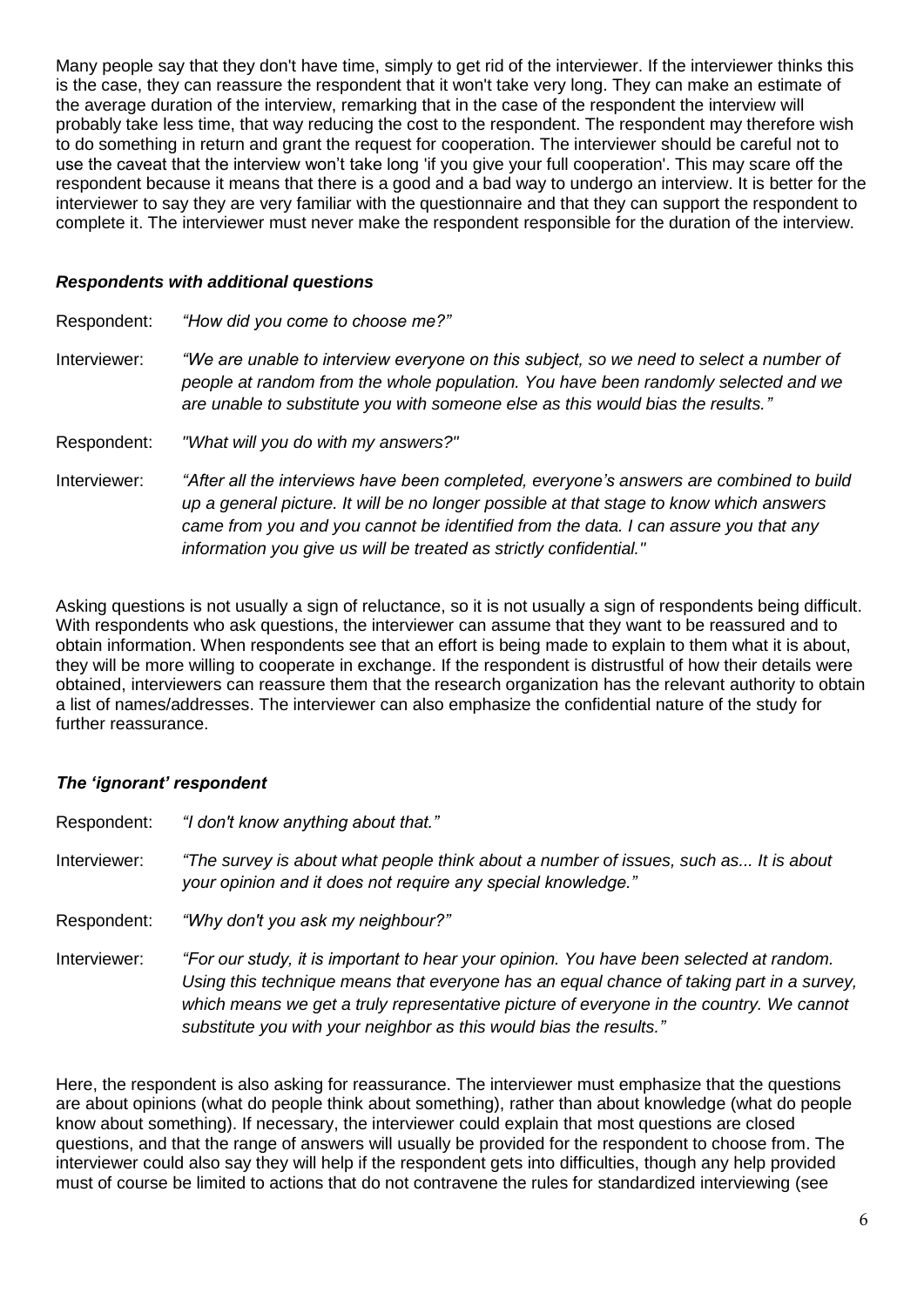Many people say that they don't have time, simply to get rid of the interviewer. If the interviewer thinks this is the case, they can reassure the respondent that it won't take very long. They can make an estimate of the average duration of the interview, remarking that in the case of the respondent the interview will probably take less time, that way reducing the cost to the respondent. The respondent may therefore wish to do something in return and grant the request for cooperation. The interviewer should be careful not to use the caveat that the interview won't take long 'if you give your full cooperation'. This may scare off the respondent because it means that there is a good and a bad way to undergo an interview. It is better for the interviewer to say they are very familiar with the questionnaire and that they can support the respondent to complete it. The interviewer must never make the respondent responsible for the duration of the interview.

### *Respondents with additional questions*

Respondent: *"How did you come to choose me?"*

Interviewer: *"We are unable to interview everyone on this subject, so we need to select a number of people at random from the whole population. You have been randomly selected and we are unable to substitute you with someone else as this would bias the results."*

Respondent: *"What will you do with my answers?"*

Interviewer: *"After all the interviews have been completed, everyone's answers are combined to build up a general picture. It will be no longer possible at that stage to know which answers came from you and you cannot be identified from the data. I can assure you that any information you give us will be treated as strictly confidential."*

Asking questions is not usually a sign of reluctance, so it is not usually a sign of respondents being difficult. With respondents who ask questions, the interviewer can assume that they want to be reassured and to obtain information. When respondents see that an effort is being made to explain to them what it is about, they will be more willing to cooperate in exchange. If the respondent is distrustful of how their details were obtained, interviewers can reassure them that the research organization has the relevant authority to obtain a list of names/addresses. The interviewer can also emphasize the confidential nature of the study for further reassurance.

### *The 'ignorant' respondent*

Respondent: *"I don't know anything about that."*

Interviewer: *"The survey is about what people think about a number of issues, such as... It is about your opinion and it does not require any special knowledge."*

Respondent: *"Why don't you ask my neighbour?"*

Interviewer: *"For our study, it is important to hear your opinion. You have been selected at random. Using this technique means that everyone has an equal chance of taking part in a survey, which means we get a truly representative picture of everyone in the country. We cannot substitute you with your neighbor as this would bias the results."*

Here, the respondent is also asking for reassurance. The interviewer must emphasize that the questions are about opinions (what do people think about something), rather than about knowledge (what do people know about something). If necessary, the interviewer could explain that most questions are closed questions, and that the range of answers will usually be provided for the respondent to choose from. The interviewer could also say they will help if the respondent gets into difficulties, though any help provided must of course be limited to actions that do not contravene the rules for standardized interviewing (see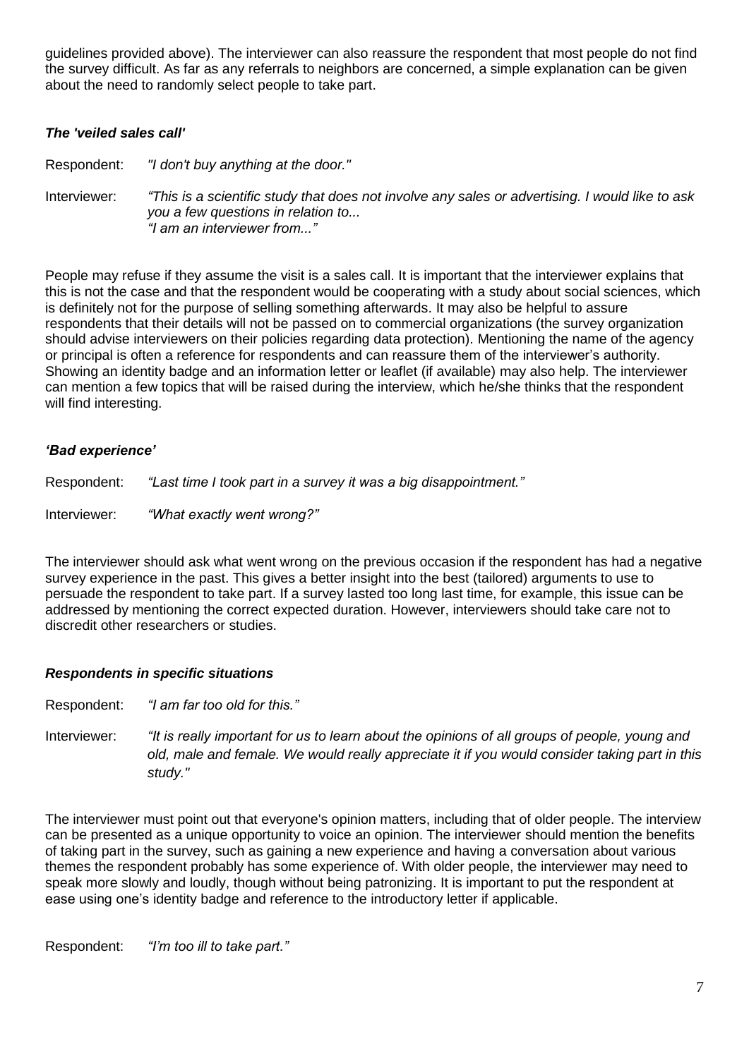guidelines provided above). The interviewer can also reassure the respondent that most people do not find the survey difficult. As far as any referrals to neighbors are concerned, a simple explanation can be given about the need to randomly select people to take part.

### *The 'veiled sales call'*

Respondent: *"I don't buy anything at the door."*

Interviewer: *"This is a scientific study that does not involve any sales or advertising. I would like to ask you a few questions in relation to...*
*"I am an interviewer from..."*

People may refuse if they assume the visit is a sales call. It is important that the interviewer explains that this is not the case and that the respondent would be cooperating with a study about social sciences, which is definitely not for the purpose of selling something afterwards. It may also be helpful to assure respondents that their details will not be passed on to commercial organizations (the survey organization should advise interviewers on their policies regarding data protection). Mentioning the name of the agency or principal is often a reference for respondents and can reassure them of the interviewer's authority. Showing an identity badge and an information letter or leaflet (if available) may also help. The interviewer can mention a few topics that will be raised during the interview, which he/she thinks that the respondent will find interesting.

### *'Bad experience'*

Respondent: *"Last time I took part in a survey it was a big disappointment."*

Interviewer: *"What exactly went wrong?"*

The interviewer should ask what went wrong on the previous occasion if the respondent has had a negative survey experience in the past. This gives a better insight into the best (tailored) arguments to use to persuade the respondent to take part. If a survey lasted too long last time, for example, this issue can be addressed by mentioning the correct expected duration. However, interviewers should take care not to discredit other researchers or studies.

### *Respondents in specific situations*

Respondent: *"I am far too old for this."*

Interviewer: *"It is really important for us to learn about the opinions of all groups of people, young and old, male and female. We would really appreciate it if you would consider taking part in this study."*

The interviewer must point out that everyone's opinion matters, including that of older people. The interview can be presented as a unique opportunity to voice an opinion. The interviewer should mention the benefits of taking part in the survey, such as gaining a new experience and having a conversation about various themes the respondent probably has some experience of. With older people, the interviewer may need to speak more slowly and loudly, though without being patronizing. It is important to put the respondent at ease using one's identity badge and reference to the introductory letter if applicable.

Respondent: *"I'm too ill to take part."*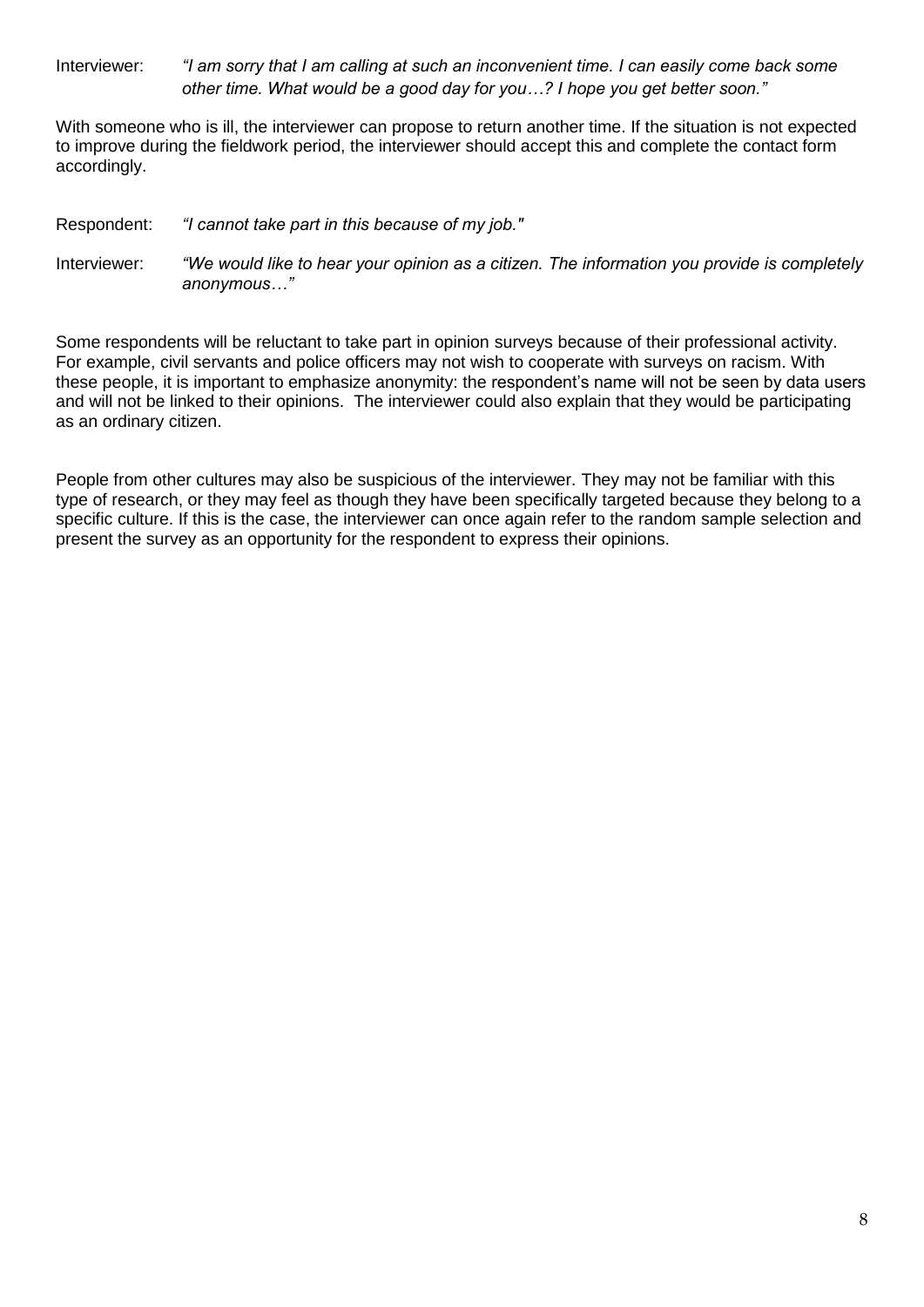Interviewer: *"I am sorry that I am calling at such an inconvenient time. I can easily come back some other time. What would be a good day for you…? I hope you get better soon."*

With someone who is ill, the interviewer can propose to return another time. If the situation is not expected to improve during the fieldwork period, the interviewer should accept this and complete the contact form accordingly.

Respondent: *"I cannot take part in this because of my job."*

Interviewer: *"We would like to hear your opinion as a citizen. The information you provide is completely anonymous…"*

Some respondents will be reluctant to take part in opinion surveys because of their professional activity. For example, civil servants and police officers may not wish to cooperate with surveys on racism. With these people, it is important to emphasize anonymity: the respondent's name will not be seen by data users and will not be linked to their opinions. The interviewer could also explain that they would be participating as an ordinary citizen.

People from other cultures may also be suspicious of the interviewer. They may not be familiar with this type of research, or they may feel as though they have been specifically targeted because they belong to a specific culture. If this is the case, the interviewer can once again refer to the random sample selection and present the survey as an opportunity for the respondent to express their opinions.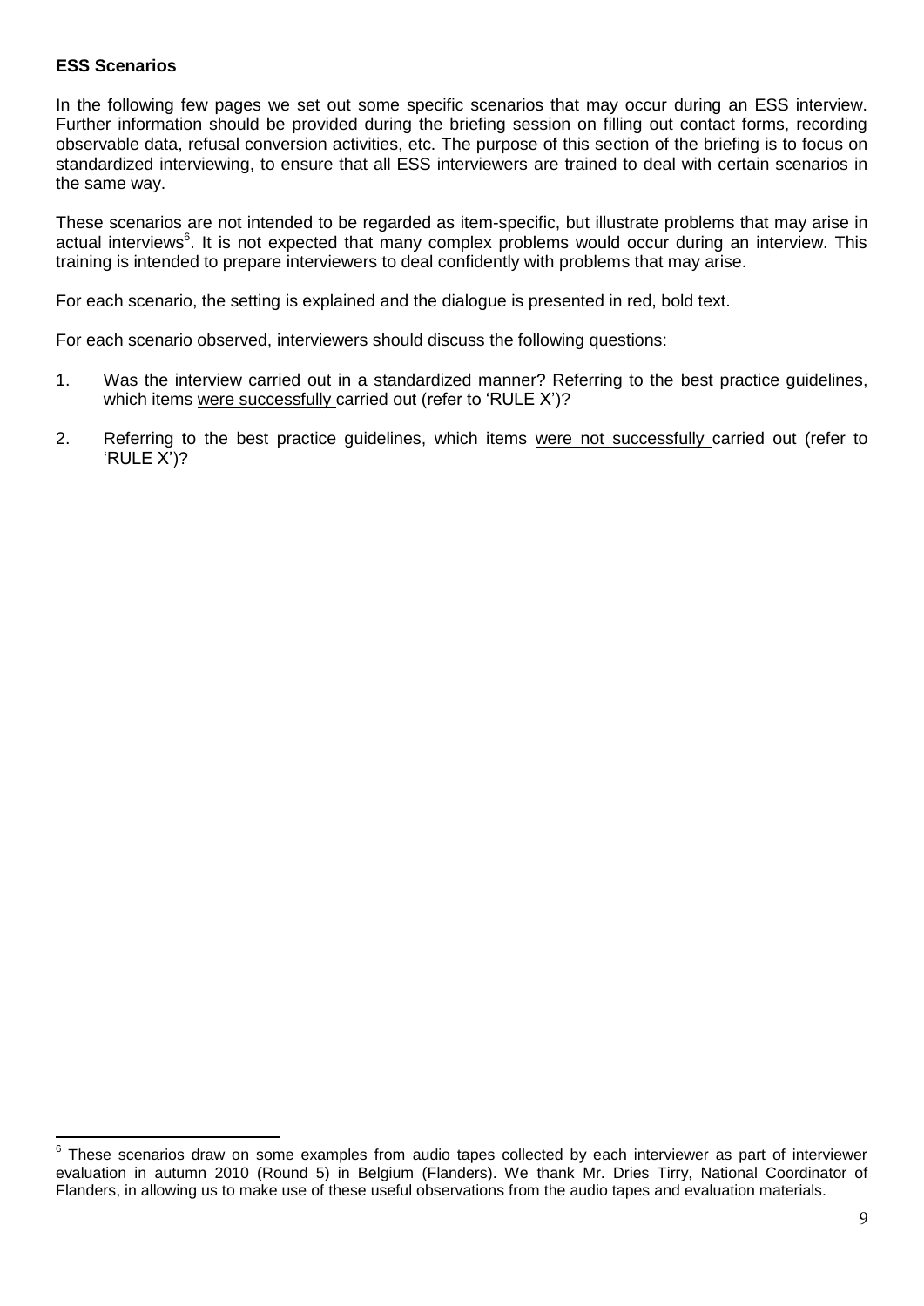**ESS Scenarios**

In the following few pages we set out some specific scenarios that may occur during an ESS interview. Further information should be provided during the briefing session on filling out contact forms, recording observable data, refusal conversion activities, etc. The purpose of this section of the briefing is to focus on standardized interviewing, to ensure that all ESS interviewers are trained to deal with certain scenarios in the same way.

These scenarios are not intended to be regarded as item-specific, but illustrate problems that may arise in actual interviews[6]. It is not expected that many complex problems would occur during an interview. This training is intended to prepare interviewers to deal confidently with problems that may arise.

For each scenario, the setting is explained and the dialogue is presented in red, bold text.

For each scenario observed, interviewers should discuss the following questions:

1. Was the interview carried out in a standardized manner? Referring to the best practice guidelines, which items were successfully carried out (refer to 'RULE X')?

2. Referring to the best practice guidelines, which items were not successfully carried out (refer to 'RULE X')?

[6] These scenarios draw on some examples from audio tapes collected by each interviewer as part of interviewer evaluation in autumn 2010 (Round 5) in Belgium (Flanders). We thank Mr. Dries Tirry, National Coordinator of Flanders, in allowing us to make use of these useful observations from the audio tapes and evaluation materials.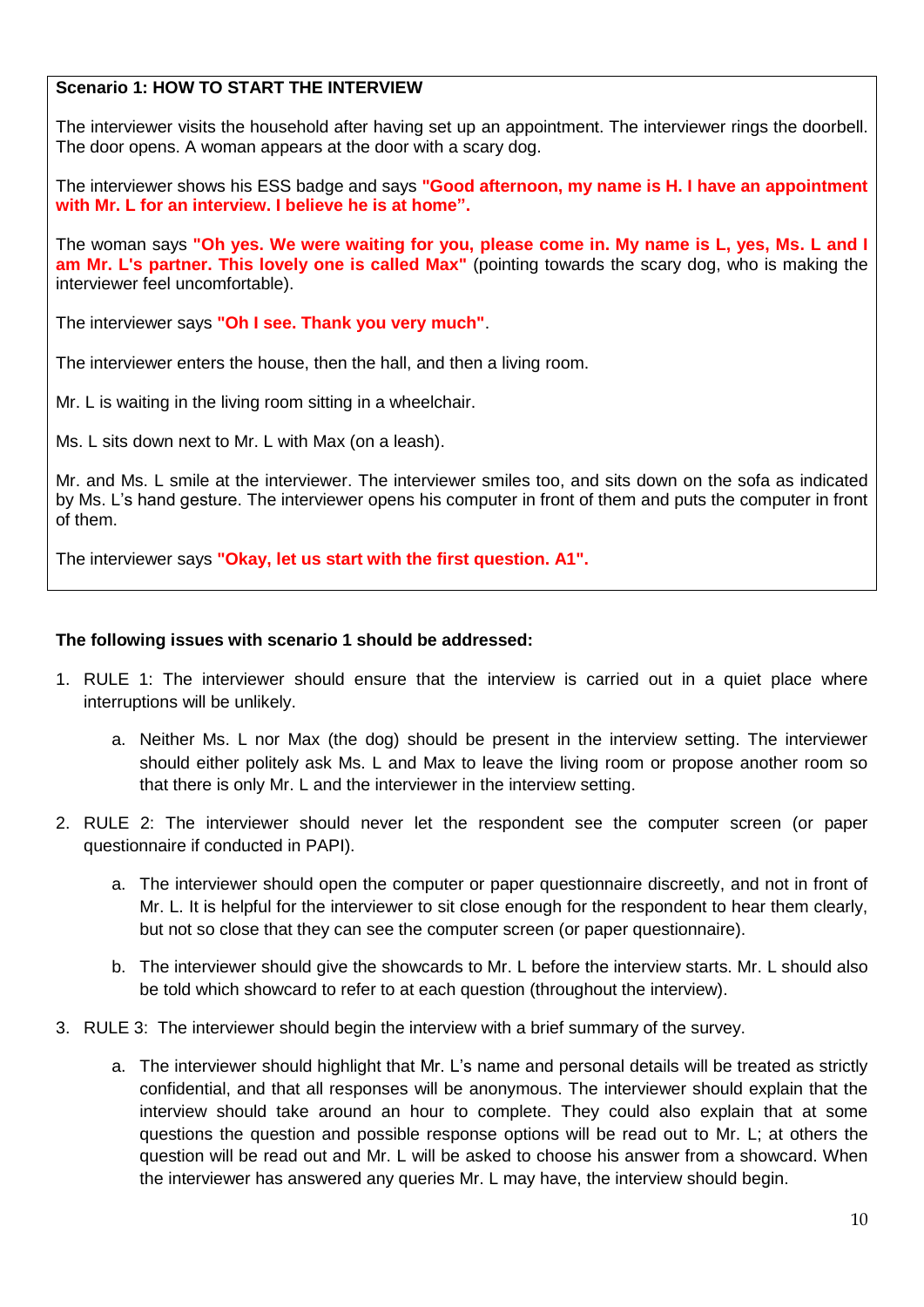**Scenario 1: HOW TO START THE INTERVIEW**

The interviewer visits the household after having set up an appointment. The interviewer rings the doorbell. The door opens. A woman appears at the door with a scary dog.

The interviewer shows his ESS badge and says **"Good afternoon, my name is H. I have an appointment with Mr. L for an interview. I believe he is at home".**

The woman says **"Oh yes. We were waiting for you, please come in. My name is L, yes, Ms. L and I am Mr. L's partner. This lovely one is called Max"** (pointing towards the scary dog, who is making the interviewer feel uncomfortable).

The interviewer says **"Oh I see. Thank you very much"**.

The interviewer enters the house, then the hall, and then a living room.

Mr. L is waiting in the living room sitting in a wheelchair.

Ms. L sits down next to Mr. L with Max (on a leash).

Mr. and Ms. L smile at the interviewer. The interviewer smiles too, and sits down on the sofa as indicated by Ms. L's hand gesture. The interviewer opens his computer in front of them and puts the computer in front of them.

The interviewer says **"Okay, let us start with the first question. A1".**

**The following issues with scenario 1 should be addressed:**

1. RULE 1: The interviewer should ensure that the interview is carried out in a quiet place where interruptions will be unlikely.
   a. Neither Ms. L nor Max (the dog) should be present in the interview setting. The interviewer should either politely ask Ms. L and Max to leave the living room or propose another room so that there is only Mr. L and the interviewer in the interview setting.
2. RULE 2: The interviewer should never let the respondent see the computer screen (or paper questionnaire if conducted in PAPI).
   a. The interviewer should open the computer or paper questionnaire discreetly, and not in front of Mr. L. It is helpful for the interviewer to sit close enough for the respondent to hear them clearly, but not so close that they can see the computer screen (or paper questionnaire).
   b. The interviewer should give the showcards to Mr. L before the interview starts. Mr. L should also be told which showcard to refer to at each question (throughout the interview).
3. RULE 3: The interviewer should begin the interview with a brief summary of the survey.
   a. The interviewer should highlight that Mr. L's name and personal details will be treated as strictly confidential, and that all responses will be anonymous. The interviewer should explain that the interview should take around an hour to complete. They could also explain that at some questions the question and possible response options will be read out to Mr. L; at others the question will be read out and Mr. L will be asked to choose his answer from a showcard. When the interviewer has answered any queries Mr. L may have, the interview should begin.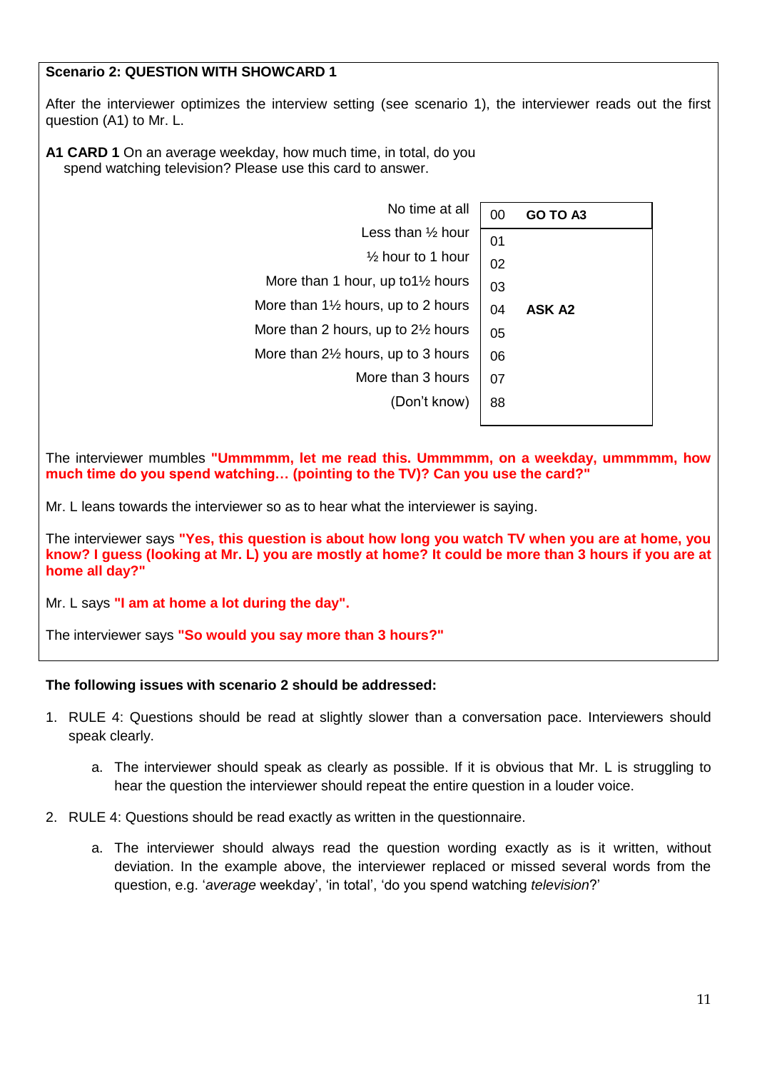**Scenario 2: QUESTION WITH SHOWCARD 1**

After the interviewer optimizes the interview setting (see scenario 1), the interviewer reads out the first question (A1) to Mr. L.

**A1 CARD 1** On an average weekday, how much time, in total, do you spend watching television? Please use this card to answer.

| | | |
|---|---|---|
| No time at all | 00 | **GO TO A3** |
| Less than ½ hour | 01 | |
| ½ hour to 1 hour | 02 | |
| More than 1 hour, up to1½ hours | 03 | |
| More than 1½ hours, up to 2 hours | 04 | **ASK A2** |
| More than 2 hours, up to 2½ hours | 05 | |
| More than 2½ hours, up to 3 hours | 06 | |
| More than 3 hours | 07 | |
| (Don't know) | 88 | |

The interviewer mumbles **"Ummmmm, let me read this. Ummmmm, on a weekday, ummmmm, how much time do you spend watching… (pointing to the TV)? Can you use the card?"**

Mr. L leans towards the interviewer so as to hear what the interviewer is saying.

The interviewer says **"Yes, this question is about how long you watch TV when you are at home, you know? I guess (looking at Mr. L) you are mostly at home? It could be more than 3 hours if you are at home all day?"**

Mr. L says **"I am at home a lot during the day".**

The interviewer says **"So would you say more than 3 hours?"**

**The following issues with scenario 2 should be addressed:**

1. RULE 4: Questions should be read at slightly slower than a conversation pace. Interviewers should speak clearly.
   a. The interviewer should speak as clearly as possible. If it is obvious that Mr. L is struggling to hear the question the interviewer should repeat the entire question in a louder voice.
2. RULE 4: Questions should be read exactly as written in the questionnaire.
   a. The interviewer should always read the question wording exactly as is it written, without deviation. In the example above, the interviewer replaced or missed several words from the question, e.g. '*average* weekday', 'in total', 'do you spend watching *television*?'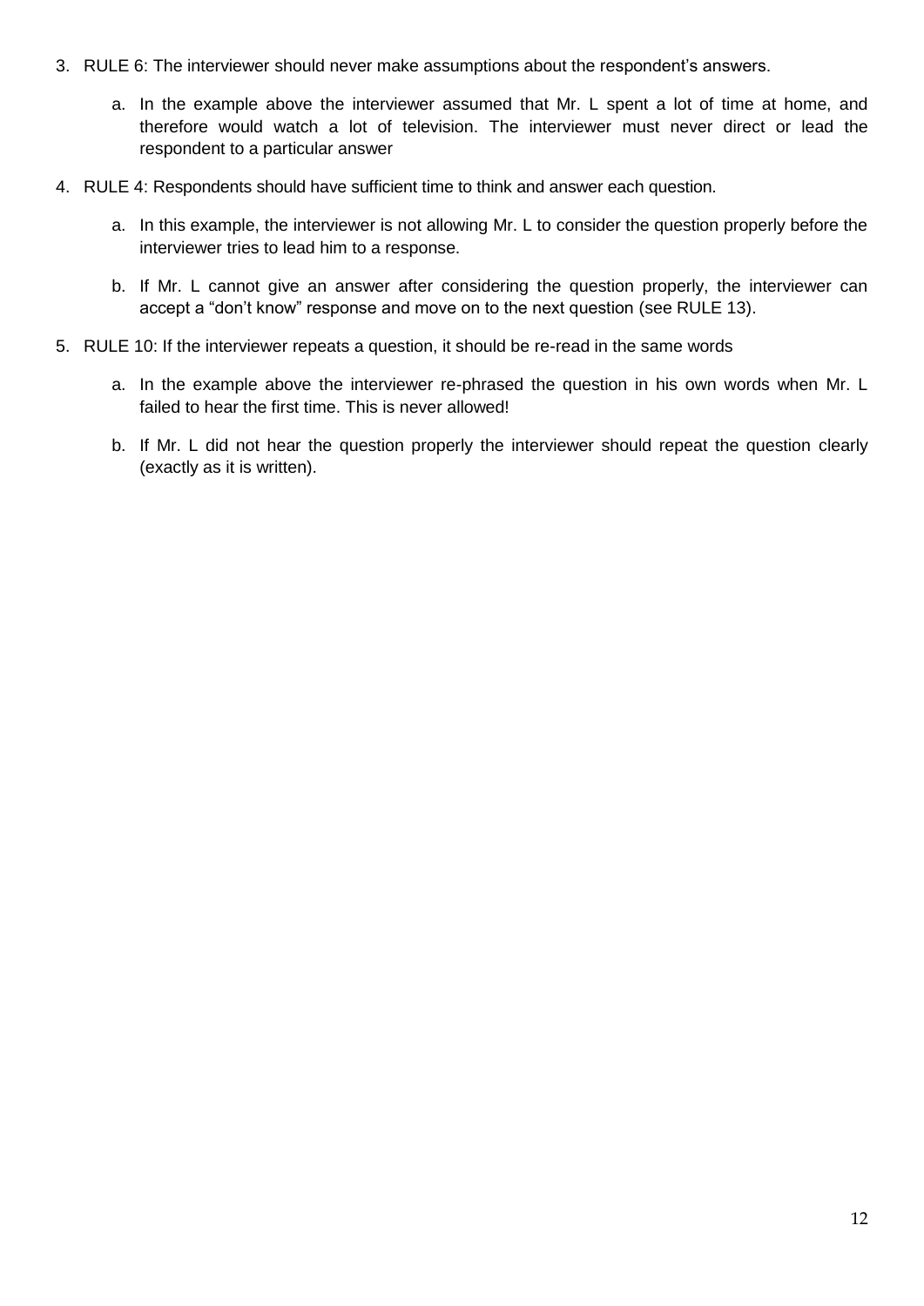3. RULE 6: The interviewer should never make assumptions about the respondent's answers.

    a. In the example above the interviewer assumed that Mr. L spent a lot of time at home, and therefore would watch a lot of television. The interviewer must never direct or lead the respondent to a particular answer

4. RULE 4: Respondents should have sufficient time to think and answer each question.

    a. In this example, the interviewer is not allowing Mr. L to consider the question properly before the interviewer tries to lead him to a response.

    b. If Mr. L cannot give an answer after considering the question properly, the interviewer can accept a "don't know" response and move on to the next question (see RULE 13).

5. RULE 10: If the interviewer repeats a question, it should be re-read in the same words

    a. In the example above the interviewer re-phrased the question in his own words when Mr. L failed to hear the first time. This is never allowed!

    b. If Mr. L did not hear the question properly the interviewer should repeat the question clearly (exactly as it is written).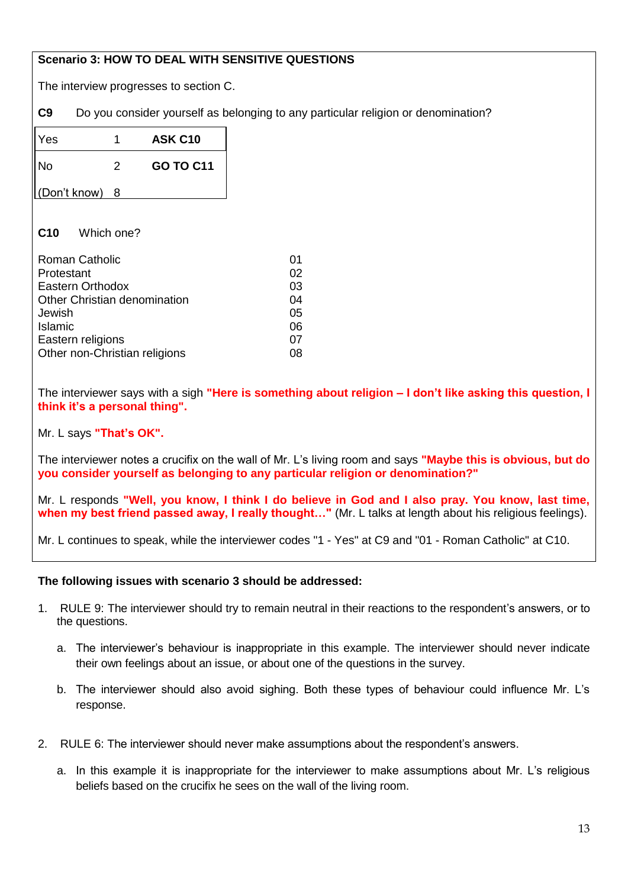**Scenario 3: HOW TO DEAL WITH SENSITIVE QUESTIONS**

The interview progresses to section C.

**C9** Do you consider yourself as belonging to any particular religion or denomination?

| | | |
|---|---|---|
| Yes | 1 | **ASK C10** |
| No | 2 | **GO TO C11** |
| (Don't know) | 8 | |

**C10** Which one?

| | |
|---|---|
| Roman Catholic | 01 |
| Protestant | 02 |
| Eastern Orthodox | 03 |
| Other Christian denomination | 04 |
| Jewish | 05 |
| Islamic | 06 |
| Eastern religions | 07 |
| Other non-Christian religions | 08 |

The interviewer says with a sigh **"Here is something about religion – I don't like asking this question, I think it's a personal thing".**

Mr. L says **"That's OK".**

The interviewer notes a crucifix on the wall of Mr. L's living room and says **"Maybe this is obvious, but do you consider yourself as belonging to any particular religion or denomination?"**

Mr. L responds **"Well, you know, I think I do believe in God and I also pray. You know, last time, when my best friend passed away, I really thought…"** (Mr. L talks at length about his religious feelings).

Mr. L continues to speak, while the interviewer codes "1 - Yes" at C9 and "01 - Roman Catholic" at C10.

**The following issues with scenario 3 should be addressed:**

1. RULE 9: The interviewer should try to remain neutral in their reactions to the respondent's answers, or to the questions.
   a. The interviewer's behaviour is inappropriate in this example. The interviewer should never indicate their own feelings about an issue, or about one of the questions in the survey.
   b. The interviewer should also avoid sighing. Both these types of behaviour could influence Mr. L's response.

2. RULE 6: The interviewer should never make assumptions about the respondent's answers.
   a. In this example it is inappropriate for the interviewer to make assumptions about Mr. L's religious beliefs based on the crucifix he sees on the wall of the living room.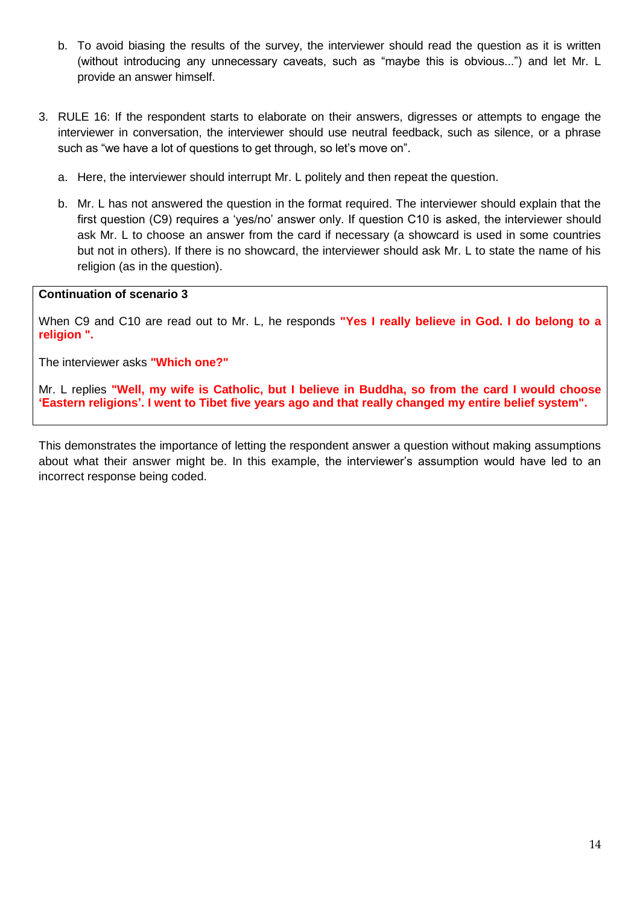b. To avoid biasing the results of the survey, the interviewer should read the question as it is written (without introducing any unnecessary caveats, such as "maybe this is obvious...") and let Mr. L provide an answer himself.

3. RULE 16: If the respondent starts to elaborate on their answers, digresses or attempts to engage the interviewer in conversation, the interviewer should use neutral feedback, such as silence, or a phrase such as "we have a lot of questions to get through, so let's move on".

   a. Here, the interviewer should interrupt Mr. L politely and then repeat the question.

   b. Mr. L has not answered the question in the format required. The interviewer should explain that the first question (C9) requires a 'yes/no' answer only. If question C10 is asked, the interviewer should ask Mr. L to choose an answer from the card if necessary (a showcard is used in some countries but not in others). If there is no showcard, the interviewer should ask Mr. L to state the name of his religion (as in the question).

> **Continuation of scenario 3**
>
> When C9 and C10 are read out to Mr. L, he responds **"Yes I really believe in God. I do belong to a religion ".**
>
> The interviewer asks **"Which one?"**
>
> Mr. L replies **"Well, my wife is Catholic, but I believe in Buddha, so from the card I would choose 'Eastern religions'. I went to Tibet five years ago and that really changed my entire belief system".**

This demonstrates the importance of letting the respondent answer a question without making assumptions about what their answer might be. In this example, the interviewer's assumption would have led to an incorrect response being coded.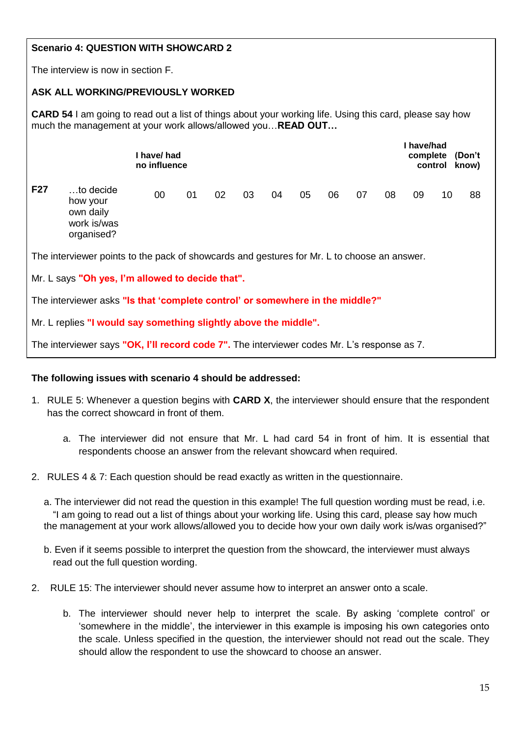**Scenario 4: QUESTION WITH SHOWCARD 2**

The interview is now in section F.

**ASK ALL WORKING/PREVIOUSLY WORKED**

**CARD 54** I am going to read out a list of things about your working life. Using this card, please say how much the management at your work allows/allowed you…**READ OUT…**

| | | **I have/ had no influence** | | | | | | | | | | **I have/had complete control** | **(Don't know)** |
|---|---|---|---|---|---|---|---|---|---|---|---|---|---|
| **F27** | …to decide how your own daily work is/was organised? | 00 | 01 | 02 | 03 | 04 | 05 | 06 | 07 | 08 | 09 | 10 | 88 |

The interviewer points to the pack of showcards and gestures for Mr. L to choose an answer.

Mr. L says **"Oh yes, I'm allowed to decide that".**

The interviewer asks **"Is that 'complete control' or somewhere in the middle?"**

Mr. L replies **"I would say something slightly above the middle".**

The interviewer says **"OK, I'll record code 7".** The interviewer codes Mr. L's response as 7.

**The following issues with scenario 4 should be addressed:**

1. RULE 5: Whenever a question begins with **CARD X**, the interviewer should ensure that the respondent has the correct showcard in front of them.

    a. The interviewer did not ensure that Mr. L had card 54 in front of him. It is essential that respondents choose an answer from the relevant showcard when required.

2. RULES 4 & 7: Each question should be read exactly as written in the questionnaire.

    a. The interviewer did not read the question in this example! The full question wording must be read, i.e. "I am going to read out a list of things about your working life. Using this card, please say how much the management at your work allows/allowed you to decide how your own daily work is/was organised?"

    b. Even if it seems possible to interpret the question from the showcard, the interviewer must always read out the full question wording.

2. RULE 15: The interviewer should never assume how to interpret an answer onto a scale.

    b. The interviewer should never help to interpret the scale. By asking 'complete control' or 'somewhere in the middle', the interviewer in this example is imposing his own categories onto the scale. Unless specified in the question, the interviewer should not read out the scale. They should allow the respondent to use the showcard to choose an answer.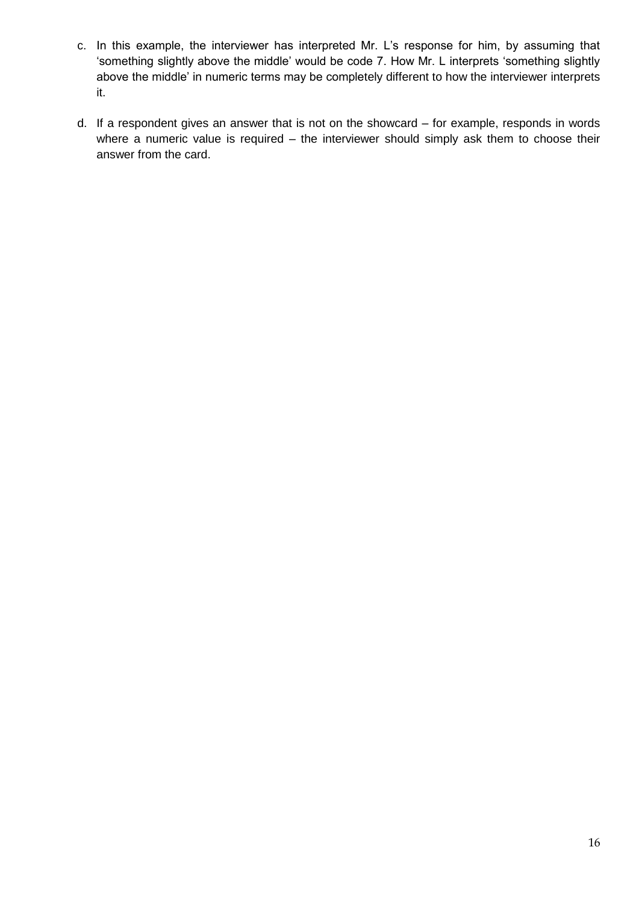c. In this example, the interviewer has interpreted Mr. L's response for him, by assuming that 'something slightly above the middle' would be code 7. How Mr. L interprets 'something slightly above the middle' in numeric terms may be completely different to how the interviewer interprets it.

d. If a respondent gives an answer that is not on the showcard – for example, responds in words where a numeric value is required – the interviewer should simply ask them to choose their answer from the card.